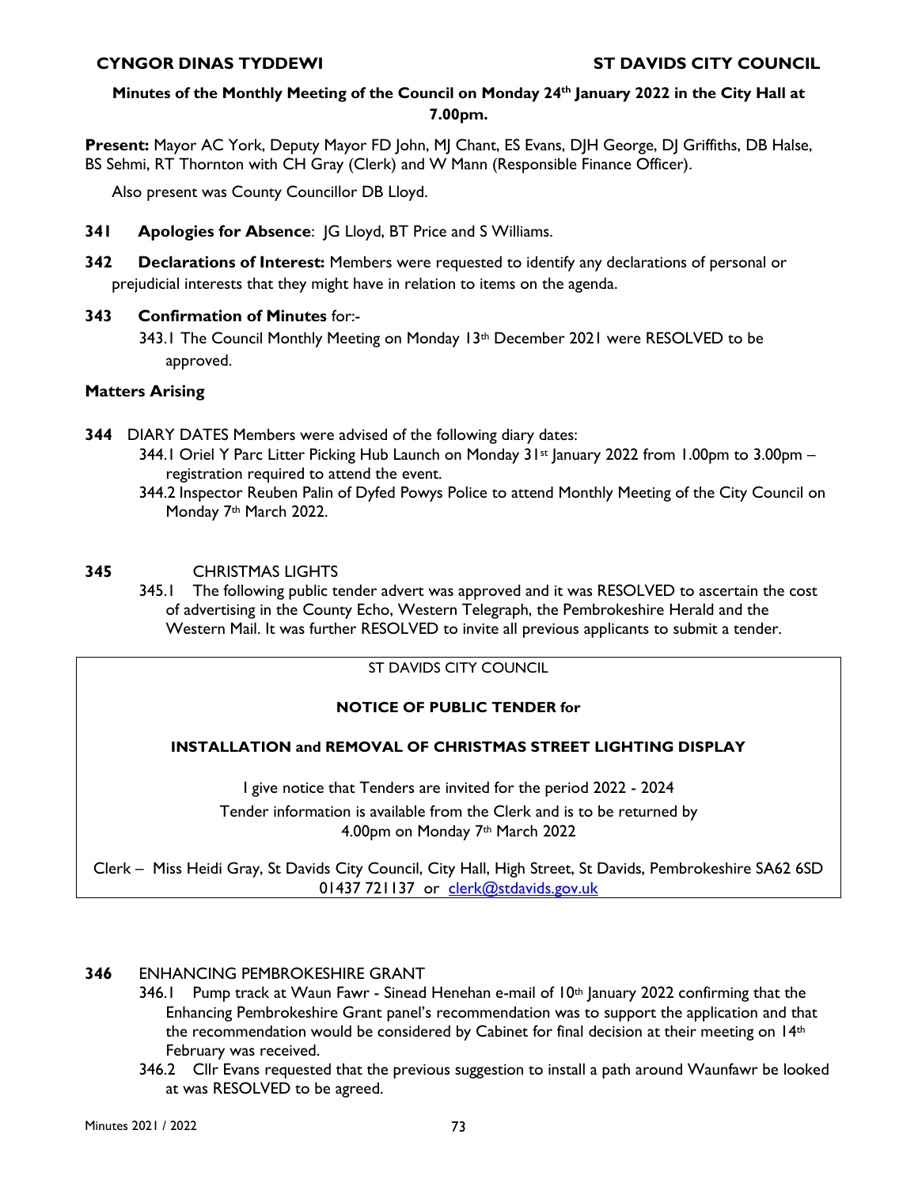**CYNGOR DINAS TYDDEWI** **ST DAVIDS CITY COUNCIL**

**Minutes of the Monthly Meeting of the Council on Monday 24th January 2022 in the City Hall at 7.00pm.**

**Present:** Mayor AC York, Deputy Mayor FD John, MJ Chant, ES Evans, DJH George, DJ Griffiths, DB Halse, BS Sehmi, RT Thornton with CH Gray (Clerk) and W Mann (Responsible Finance Officer).

Also present was County Councillor DB Lloyd.

**341 Apologies for Absence**: JG Lloyd, BT Price and S Williams.

**342 Declarations of Interest:** Members were requested to identify any declarations of personal or prejudicial interests that they might have in relation to items on the agenda.

**343 Confirmation of Minutes** for:-

343.1 The Council Monthly Meeting on Monday 13th December 2021 were RESOLVED to be approved.

**Matters Arising**

**344** DIARY DATES Members were advised of the following diary dates:

344.1 Oriel Y Parc Litter Picking Hub Launch on Monday 31st January 2022 from 1.00pm to 3.00pm – registration required to attend the event.

344.2 Inspector Reuben Palin of Dyfed Powys Police to attend Monthly Meeting of the City Council on Monday 7th March 2022.

**345** CHRISTMAS LIGHTS

345.1 The following public tender advert was approved and it was RESOLVED to ascertain the cost of advertising in the County Echo, Western Telegraph, the Pembrokeshire Herald and the Western Mail. It was further RESOLVED to invite all previous applicants to submit a tender.

> ST DAVIDS CITY COUNCIL
>
> **NOTICE OF PUBLIC TENDER for**
>
> **INSTALLATION and REMOVAL OF CHRISTMAS STREET LIGHTING DISPLAY**
>
> I give notice that Tenders are invited for the period 2022 - 2024
>
> Tender information is available from the Clerk and is to be returned by
> 4.00pm on Monday 7th March 2022
>
> Clerk – Miss Heidi Gray, St Davids City Council, City Hall, High Street, St Davids, Pembrokeshire SA62 6SD
> 01437 721137 or clerk@stdavids.gov.uk

**346** ENHANCING PEMBROKESHIRE GRANT

346.1 Pump track at Waun Fawr - Sinead Henehan e-mail of 10th January 2022 confirming that the Enhancing Pembrokeshire Grant panel's recommendation was to support the application and that the recommendation would be considered by Cabinet for final decision at their meeting on 14th February was received.

346.2 Cllr Evans requested that the previous suggestion to install a path around Waunfawr be looked at was RESOLVED to be agreed.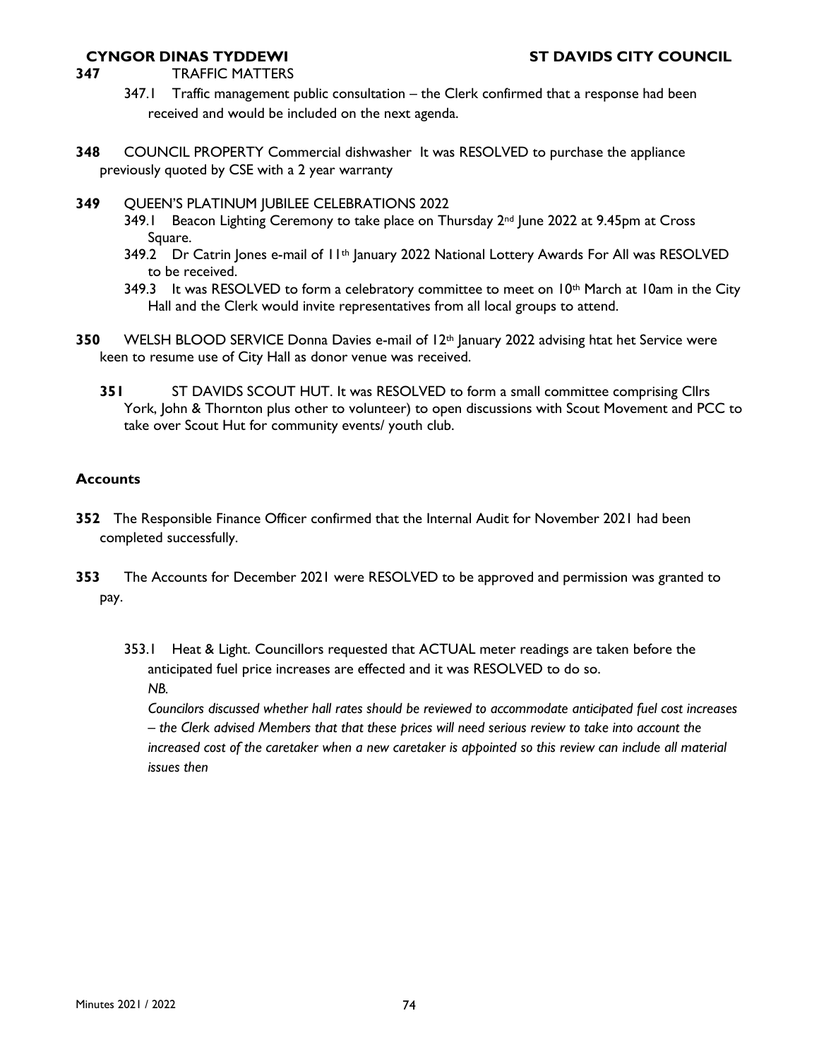**347** TRAFFIC MATTERS

347.1 Traffic management public consultation – the Clerk confirmed that a response had been received and would be included on the next agenda.

**348** COUNCIL PROPERTY Commercial dishwasher It was RESOLVED to purchase the appliance previously quoted by CSE with a 2 year warranty

**349** QUEEN'S PLATINUM JUBILEE CELEBRATIONS 2022

349.1 Beacon Lighting Ceremony to take place on Thursday 2nd June 2022 at 9.45pm at Cross Square.

349.2 Dr Catrin Jones e-mail of 11th January 2022 National Lottery Awards For All was RESOLVED to be received.

349.3 It was RESOLVED to form a celebratory committee to meet on 10th March at 10am in the City Hall and the Clerk would invite representatives from all local groups to attend.

**350** WELSH BLOOD SERVICE Donna Davies e-mail of 12th January 2022 advising htat het Service were keen to resume use of City Hall as donor venue was received.

**351** ST DAVIDS SCOUT HUT. It was RESOLVED to form a small committee comprising Cllrs York, John & Thornton plus other to volunteer) to open discussions with Scout Movement and PCC to take over Scout Hut for community events/ youth club.

### Accounts

**352** The Responsible Finance Officer confirmed that the Internal Audit for November 2021 had been completed successfully.

**353** The Accounts for December 2021 were RESOLVED to be approved and permission was granted to pay.

353.1 Heat & Light. Councillors requested that ACTUAL meter readings are taken before the anticipated fuel price increases are effected and it was RESOLVED to do so.

*NB.*

*Councilors discussed whether hall rates should be reviewed to accommodate anticipated fuel cost increases – the Clerk advised Members that that these prices will need serious review to take into account the increased cost of the caretaker when a new caretaker is appointed so this review can include all material issues then*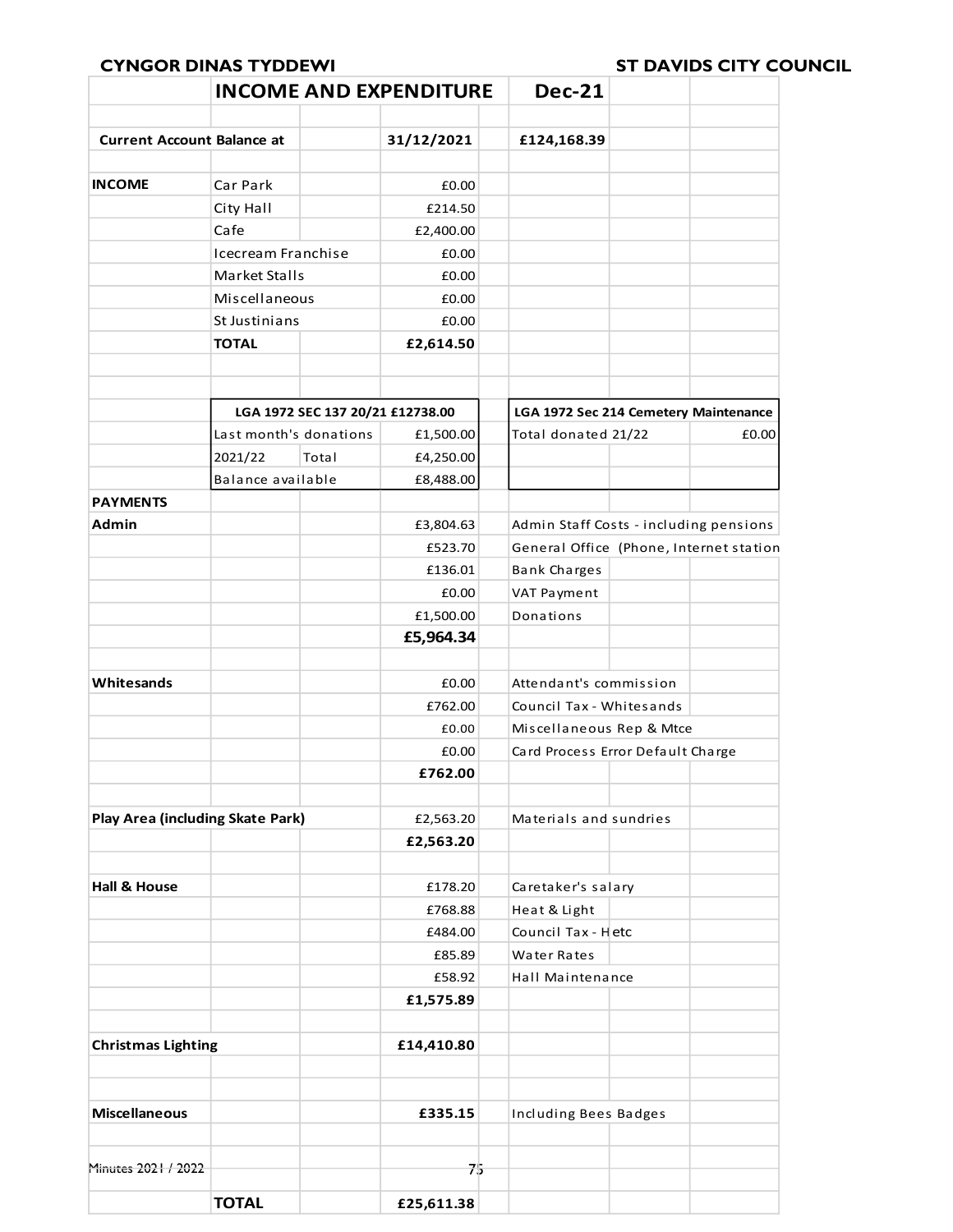**CYNGOR DINAS TYDDEWI** | **ST DAVIDS CITY COUNCIL**

## INCOME AND EXPENDITURE — Dec-21

| | | | | |
|---|---|---|---|---|
| **Current Account Balance at** | | **31/12/2021** | **£124,168.39** | |
| | | | | |
| **INCOME** | Car Park | £0.00 | | |
| | City Hall | £214.50 | | |
| | Cafe | £2,400.00 | | |
| | Icecream Franchise | £0.00 | | |
| | Market Stalls | £0.00 | | |
| | Miscellaneous | £0.00 | | |
| | St Justinians | £0.00 | | |
| | **TOTAL** | **£2,614.50** | | |
| | | | | |
| | **LGA 1972 SEC 137 20/21 £12738.00** | | **LGA 1972 Sec 214 Cemetery Maintenance** | |
| | Last month's donations | £1,500.00 | Total donated 21/22 | £0.00 |
| | 2021/22 Total | £4,250.00 | | |
| | Balance available | £8,488.00 | | |
| **PAYMENTS** | | | | |
| **Admin** | | £3,804.63 | Admin Staff Costs - including pensions | |
| | | £523.70 | General Office (Phone, Internet station | |
| | | £136.01 | Bank Charges | |
| | | £0.00 | VAT Payment | |
| | | £1,500.00 | Donations | |
| | | **£5,964.34** | | |
| | | | | |
| **Whitesands** | | £0.00 | Attendant's commission | |
| | | £762.00 | Council Tax - Whitesands | |
| | | £0.00 | Miscellaneous Rep & Mtce | |
| | | £0.00 | Card Process Error Default Charge | |
| | | **£762.00** | | |
| | | | | |
| **Play Area (including Skate Park)** | | £2,563.20 | Materials and sundries | |
| | | **£2,563.20** | | |
| | | | | |
| **Hall & House** | | £178.20 | Caretaker's salary | |
| | | £768.88 | Heat & Light | |
| | | £484.00 | Council Tax - H etc | |
| | | £85.89 | Water Rates | |
| | | £58.92 | Hall Maintenance | |
| | | **£1,575.89** | | |
| | | | | |
| **Christmas Lighting** | | **£14,410.80** | | |
| | | | | |
| **Miscellaneous** | | **£335.15** | Including Bees Badges | |
| | | | | |
| | **TOTAL** | **£25,611.38** | | |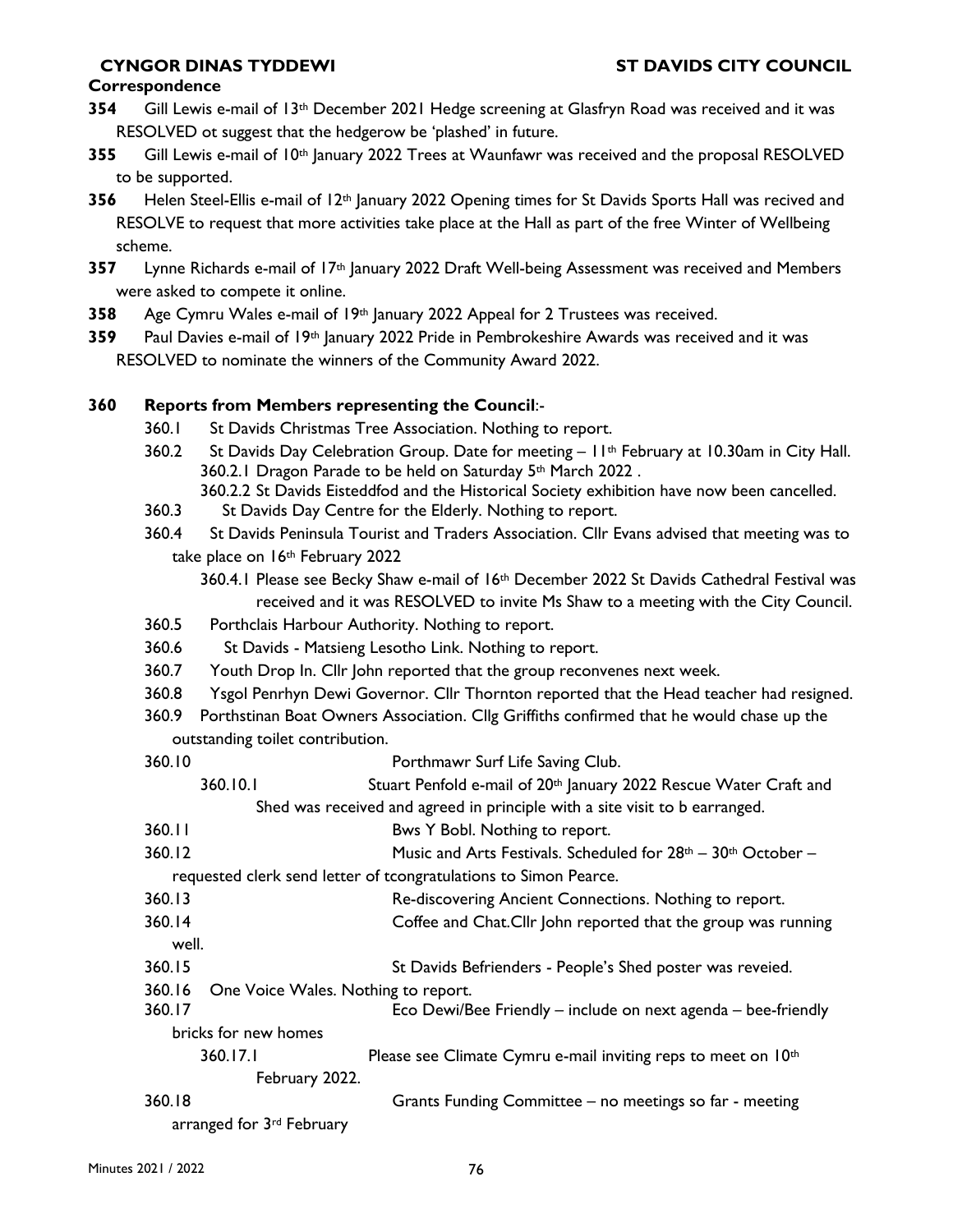**Correspondence**

**354** Gill Lewis e-mail of 13th December 2021 Hedge screening at Glasfryn Road was received and it was RESOLVED ot suggest that the hedgerow be 'plashed' in future.

**355** Gill Lewis e-mail of 10th January 2022 Trees at Waunfawr was received and the proposal RESOLVED to be supported.

**356** Helen Steel-Ellis e-mail of 12th January 2022 Opening times for St Davids Sports Hall was recived and RESOLVE to request that more activities take place at the Hall as part of the free Winter of Wellbeing scheme.

**357** Lynne Richards e-mail of 17th January 2022 Draft Well-being Assessment was received and Members were asked to compete it online.

**358** Age Cymru Wales e-mail of 19th January 2022 Appeal for 2 Trustees was received.

**359** Paul Davies e-mail of 19th January 2022 Pride in Pembrokeshire Awards was received and it was RESOLVED to nominate the winners of the Community Award 2022.

**360 Reports from Members representing the Council**:-

360.1 St Davids Christmas Tree Association. Nothing to report.

360.2 St Davids Day Celebration Group. Date for meeting – 11th February at 10.30am in City Hall.

360.2.1 Dragon Parade to be held on Saturday 5th March 2022 .

360.2.2 St Davids Eisteddfod and the Historical Society exhibition have now been cancelled.

360.3 St Davids Day Centre for the Elderly. Nothing to report.

360.4 St Davids Peninsula Tourist and Traders Association. Cllr Evans advised that meeting was to take place on 16th February 2022

360.4.1 Please see Becky Shaw e-mail of 16th December 2022 St Davids Cathedral Festival was received and it was RESOLVED to invite Ms Shaw to a meeting with the City Council.

360.5 Porthclais Harbour Authority. Nothing to report.

360.6 St Davids - Matsieng Lesotho Link. Nothing to report.

360.7 Youth Drop In. Cllr John reported that the group reconvenes next week.

360.8 Ysgol Penrhyn Dewi Governor. Cllr Thornton reported that the Head teacher had resigned.

360.9 Porthstinan Boat Owners Association. Cllg Griffiths confirmed that he would chase up the outstanding toilet contribution.

360.10 Porthmawr Surf Life Saving Club.

360.10.1 Stuart Penfold e-mail of 20th January 2022 Rescue Water Craft and Shed was received and agreed in principle with a site visit to b earranged.

360.11 Bws Y Bobl. Nothing to report.

360.12 Music and Arts Festivals. Scheduled for 28th – 30th October – requested clerk send letter of tcongratulations to Simon Pearce.

360.13 Re-discovering Ancient Connections. Nothing to report.

360.14 Coffee and Chat.Cllr John reported that the group was running well.

360.15 St Davids Befrienders - People's Shed poster was reveied.

360.16 One Voice Wales. Nothing to report.

360.17 Eco Dewi/Bee Friendly – include on next agenda – bee-friendly bricks for new homes

360.17.1 Please see Climate Cymru e-mail inviting reps to meet on 10th February 2022.

360.18 Grants Funding Committee – no meetings so far - meeting arranged for 3rd February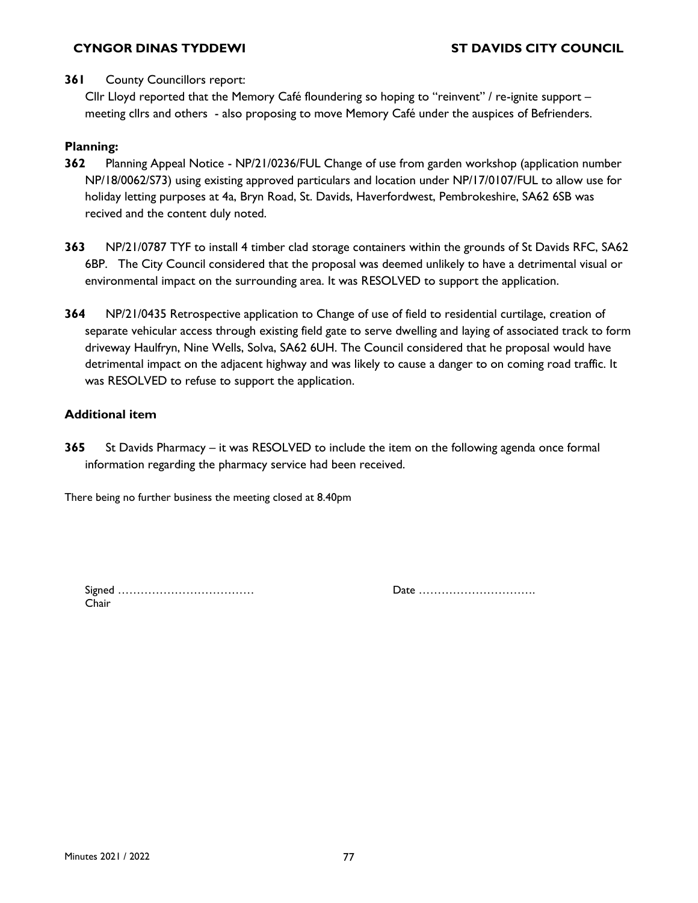**361** County Councillors report:
Cllr Lloyd reported that the Memory Café floundering so hoping to "reinvent" / re-ignite support – meeting cllrs and others - also proposing to move Memory Café under the auspices of Befrienders.

**Planning:**

**362** Planning Appeal Notice - NP/21/0236/FUL Change of use from garden workshop (application number NP/18/0062/S73) using existing approved particulars and location under NP/17/0107/FUL to allow use for holiday letting purposes at 4a, Bryn Road, St. Davids, Haverfordwest, Pembrokeshire, SA62 6SB was recived and the content duly noted.

**363** NP/21/0787 TYF to install 4 timber clad storage containers within the grounds of St Davids RFC, SA62 6BP. The City Council considered that the proposal was deemed unlikely to have a detrimental visual or environmental impact on the surrounding area. It was RESOLVED to support the application.

**364** NP/21/0435 Retrospective application to Change of use of field to residential curtilage, creation of separate vehicular access through existing field gate to serve dwelling and laying of associated track to form driveway Haulfryn, Nine Wells, Solva, SA62 6UH. The Council considered that he proposal would have detrimental impact on the adjacent highway and was likely to cause a danger to on coming road traffic. It was RESOLVED to refuse to support the application.

**Additional item**

**365** St Davids Pharmacy – it was RESOLVED to include the item on the following agenda once formal information regarding the pharmacy service had been received.

There being no further business the meeting closed at 8.40pm

Signed ……………………………… Date ………………………….
Chair